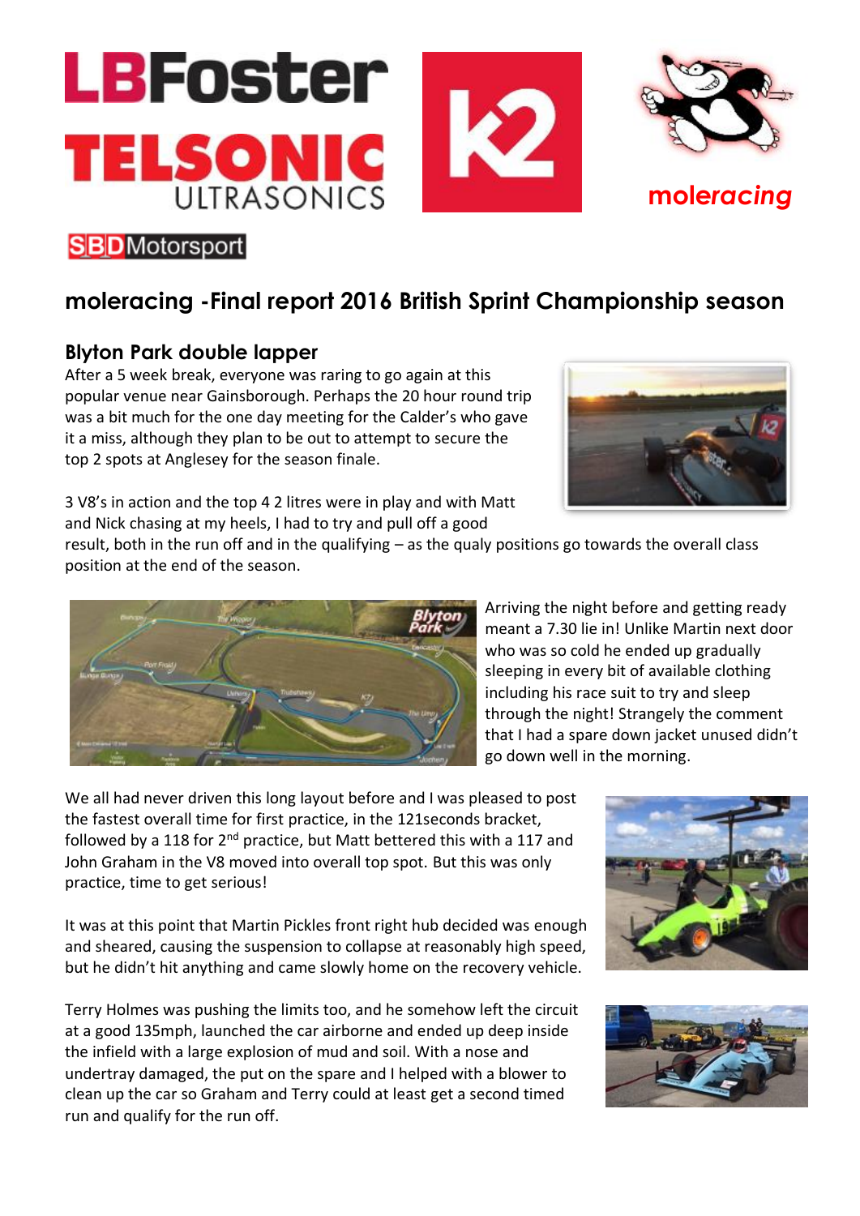# moleracing -Final report 2016 British Sprint Championship season

## Blyton Park double lapper

After a 5 week break, everyone was raring to go again at this popular venue near Gainsborough. Perhaps the 20 hour round trip was a bit much for the one day meeting for the Calder's who gave it a miss, although they plan to be out to attempt to secure the top 2 spots at Anglesey for the season finale.

3 V8's in action and the top 4 2 litres were in play and with Matt and Nick chasing at my heels, I had to try and pull off a good result, both in the run off and in the qualifying – as the qualy positions go towards the overall class position at the end of the season.

Arriving the night before and getting ready meant a 7.30 lie in! Unlike Martin next door who was so cold he ended up gradually sleeping in every bit of available clothing including his race suit to try and sleep through the night! Strangely the comment that I had a spare down jacket unused didn't go down well in the morning.

We all had never driven this long layout before and I was pleased to post the fastest overall time for first practice, in the 121seconds bracket, followed by a 118 for 2nd practice, but Matt bettered this with a 117 and John Graham in the V8 moved into overall top spot. But this was only practice, time to get serious!

It was at this point that Martin Pickles front right hub decided was enough and sheared, causing the suspension to collapse at reasonably high speed, but he didn't hit anything and came slowly home on the recovery vehicle.

Terry Holmes was pushing the limits too, and he somehow left the circuit at a good 135mph, launched the car airborne and ended up deep inside the infield with a large explosion of mud and soil. With a nose and undertray damaged, the put on the spare and I helped with a blower to clean up the car so Graham and Terry could at least get a second timed run and qualify for the run off.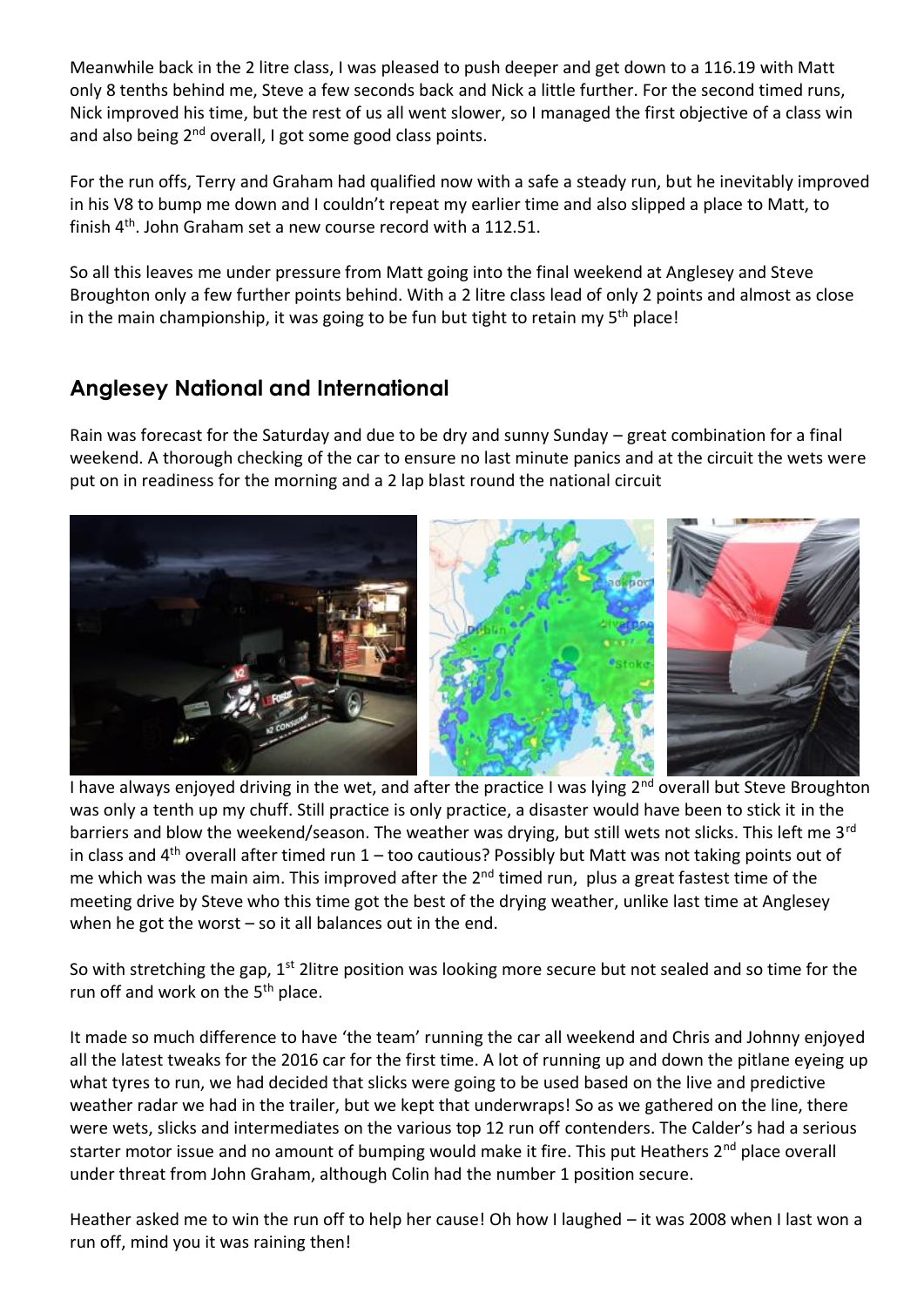Meanwhile back in the 2 litre class, I was pleased to push deeper and get down to a 116.19 with Matt only 8 tenths behind me, Steve a few seconds back and Nick a little further. For the second timed runs, Nick improved his time, but the rest of us all went slower, so I managed the first objective of a class win and also being 2nd overall, I got some good class points.

For the run offs, Terry and Graham had qualified now with a safe a steady run, but he inevitably improved in his V8 to bump me down and I couldn't repeat my earlier time and also slipped a place to Matt, to finish 4th. John Graham set a new course record with a 112.51.

So all this leaves me under pressure from Matt going into the final weekend at Anglesey and Steve Broughton only a few further points behind. With a 2 litre class lead of only 2 points and almost as close in the main championship, it was going to be fun but tight to retain my 5th place!

## Anglesey National and International

Rain was forecast for the Saturday and due to be dry and sunny Sunday – great combination for a final weekend. A thorough checking of the car to ensure no last minute panics and at the circuit the wets were put on in readiness for the morning and a 2 lap blast round the national circuit

I have always enjoyed driving in the wet, and after the practice I was lying 2nd overall but Steve Broughton was only a tenth up my chuff. Still practice is only practice, a disaster would have been to stick it in the barriers and blow the weekend/season. The weather was drying, but still wets not slicks. This left me 3rd in class and 4th overall after timed run 1 – too cautious? Possibly but Matt was not taking points out of me which was the main aim. This improved after the 2nd timed run, plus a great fastest time of the meeting drive by Steve who this time got the best of the drying weather, unlike last time at Anglesey when he got the worst – so it all balances out in the end.

So with stretching the gap, 1st 2litre position was looking more secure but not sealed and so time for the run off and work on the 5th place.

It made so much difference to have 'the team' running the car all weekend and Chris and Johnny enjoyed all the latest tweaks for the 2016 car for the first time. A lot of running up and down the pitlane eyeing up what tyres to run, we had decided that slicks were going to be used based on the live and predictive weather radar we had in the trailer, but we kept that underwraps! So as we gathered on the line, there were wets, slicks and intermediates on the various top 12 run off contenders. The Calder's had a serious starter motor issue and no amount of bumping would make it fire. This put Heathers 2nd place overall under threat from John Graham, although Colin had the number 1 position secure.

Heather asked me to win the run off to help her cause! Oh how I laughed – it was 2008 when I last won a run off, mind you it was raining then!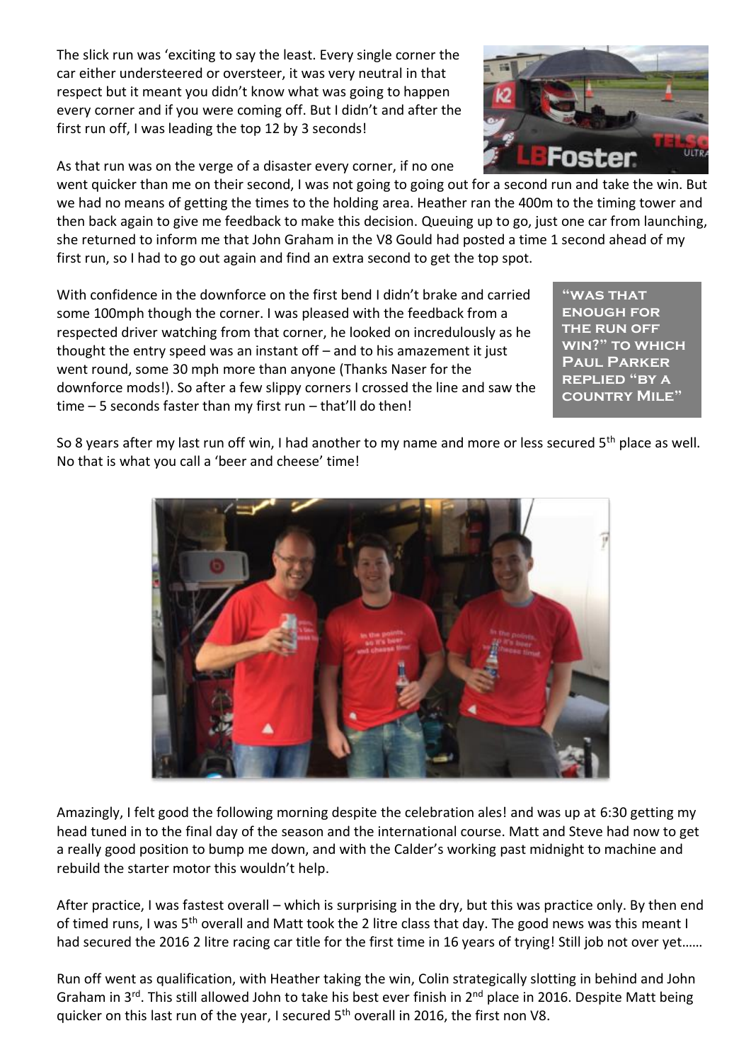The slick run was 'exciting to say the least. Every single corner the car either understeered or oversteer, it was very neutral in that respect but it meant you didn't know what was going to happen every corner and if you were coming off. But I didn't and after the first run off, I was leading the top 12 by 3 seconds!

As that run was on the verge of a disaster every corner, if no one went quicker than me on their second, I was not going to going out for a second run and take the win. But we had no means of getting the times to the holding area. Heather ran the 400m to the timing tower and then back again to give me feedback to make this decision. Queuing up to go, just one car from launching, she returned to inform me that John Graham in the V8 Gould had posted a time 1 second ahead of my first run, so I had to go out again and find an extra second to get the top spot.

With confidence in the downforce on the first bend I didn't brake and carried some 100mph though the corner. I was pleased with the feedback from a respected driver watching from that corner, he looked on incredulously as he thought the entry speed was an instant off – and to his amazement it just went round, some 30 mph more than anyone (Thanks Naser for the downforce mods!). So after a few slippy corners I crossed the line and saw the time – 5 seconds faster than my first run – that'll do then!

> **"Was that enough for the run off win?" to which Paul Parker replied "by a country Mile"**

So 8 years after my last run off win, I had another to my name and more or less secured 5th place as well. No that is what you call a 'beer and cheese' time!

Amazingly, I felt good the following morning despite the celebration ales! and was up at 6:30 getting my head tuned in to the final day of the season and the international course. Matt and Steve had now to get a really good position to bump me down, and with the Calder's working past midnight to machine and rebuild the starter motor this wouldn't help.

After practice, I was fastest overall – which is surprising in the dry, but this was practice only. By then end of timed runs, I was 5th overall and Matt took the 2 litre class that day. The good news was this meant I had secured the 2016 2 litre racing car title for the first time in 16 years of trying! Still job not over yet……

Run off went as qualification, with Heather taking the win, Colin strategically slotting in behind and John Graham in 3rd. This still allowed John to take his best ever finish in 2nd place in 2016. Despite Matt being quicker on this last run of the year, I secured 5th overall in 2016, the first non V8.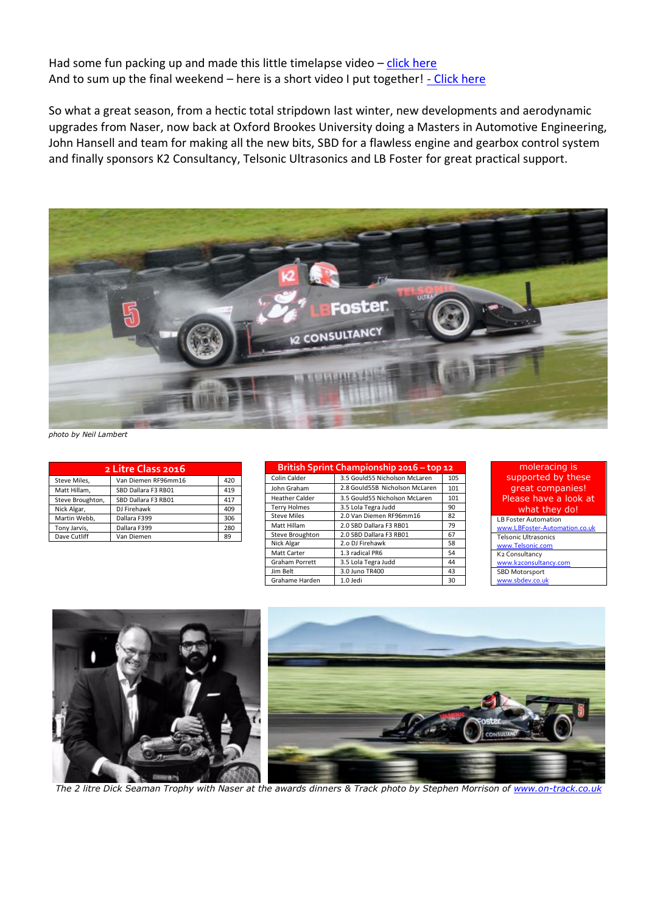Had some fun packing up and made this little timelapse video – click here
And to sum up the final weekend – here is a short video I put together! - Click here

So what a great season, from a hectic total stripdown last winter, new developments and aerodynamic upgrades from Naser, now back at Oxford Brookes University doing a Masters in Automotive Engineering, John Hansell and team for making all the new bits, SBD for a flawless engine and gearbox control system and finally sponsors K2 Consultancy, Telsonic Ultrasonics and LB Foster for great practical support.

*photo by Neil Lambert*

| 2 Litre Class 2016 | | |
|---|---|---|
| Steve Miles, | Van Diemen RF96mm16 | 420 |
| Matt Hillam, | SBD Dallara F3 RB01 | 419 |
| Steve Broughton, | SBD Dallara F3 RB01 | 417 |
| Nick Algar, | DJ Firehawk | 409 |
| Martin Webb, | Dallara F399 | 306 |
| Tony Jarvis, | Dallara F399 | 280 |
| Dave Cutliff | Van Diemen | 89 |

| British Sprint Championship 2016 – top 12 | | |
|---|---|---|
| Colin Calder | 3.5 Gould55 Nicholson McLaren | 105 |
| John Graham | 2.8 Gould55B Nicholson McLaren | 101 |
| Heather Calder | 3.5 Gould55 Nicholson McLaren | 101 |
| Terry Holmes | 3.5 Lola Tegra Judd | 90 |
| Steve Miles | 2.0 Van Diemen RF96mm16 | 82 |
| Matt Hillam | 2.0 SBD Dallara F3 RB01 | 79 |
| Steve Broughton | 2.0 SBD Dallara F3 RB01 | 67 |
| Nick Algar | 2.o DJ Firehawk | 58 |
| Matt Carter | 1.3 radical PR6 | 54 |
| Graham Porrett | 3.5 Lola Tegra Judd | 44 |
| Jim Belt | 3.0 Juno TR400 | 43 |
| Grahame Harden | 1.0 Jedi | 30 |

| moleracing is supported by these great companies! Please have a look at what they do! |
|---|
| LB Foster Automation www.LBFoster-Automation.co.uk |
| Telsonic Ultrasonics www.Telsonic.com |
| K2 Consultancy www.k2consultancy.com |
| SBD Motorsport www.sbdev.co.uk |

*The 2 litre Dick Seaman Trophy with Naser at the awards dinners & Track photo by Stephen Morrison of www.on-track.co.uk*